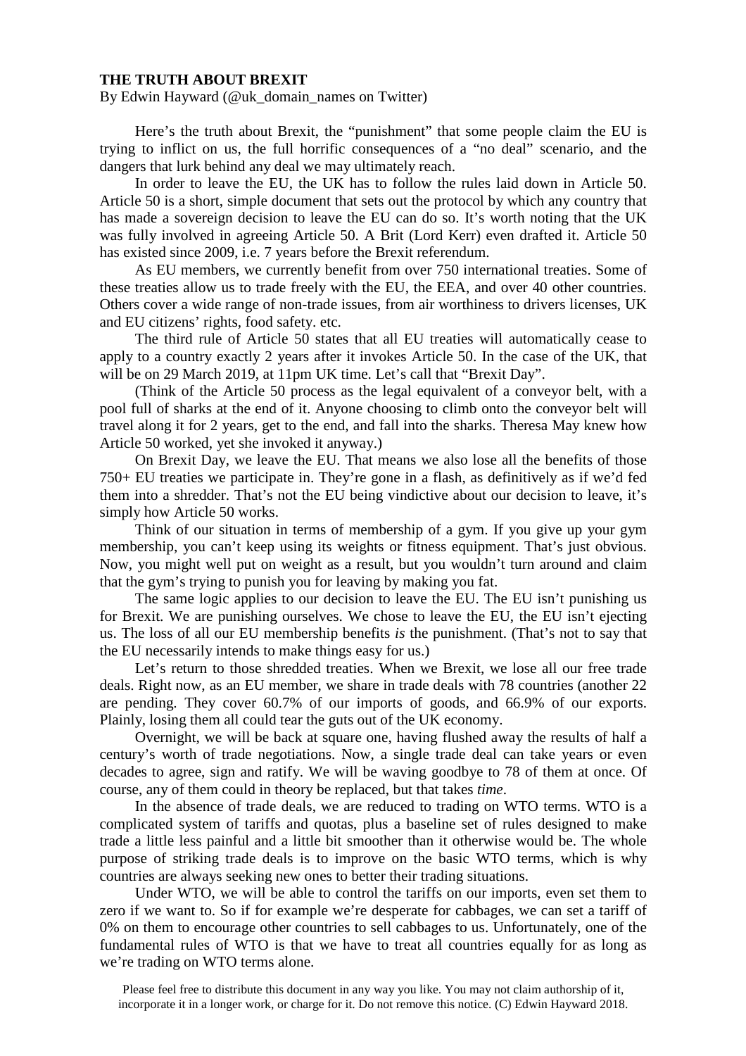**THE TRUTH ABOUT BREXIT**

By Edwin Hayward (@uk_domain_names on Twitter)

Here's the truth about Brexit, the "punishment" that some people claim the EU is trying to inflict on us, the full horrific consequences of a "no deal" scenario, and the dangers that lurk behind any deal we may ultimately reach.

In order to leave the EU, the UK has to follow the rules laid down in Article 50. Article 50 is a short, simple document that sets out the protocol by which any country that has made a sovereign decision to leave the EU can do so. It's worth noting that the UK was fully involved in agreeing Article 50. A Brit (Lord Kerr) even drafted it. Article 50 has existed since 2009, i.e. 7 years before the Brexit referendum.

As EU members, we currently benefit from over 750 international treaties. Some of these treaties allow us to trade freely with the EU, the EEA, and over 40 other countries. Others cover a wide range of non-trade issues, from air worthiness to drivers licenses, UK and EU citizens' rights, food safety. etc.

The third rule of Article 50 states that all EU treaties will automatically cease to apply to a country exactly 2 years after it invokes Article 50. In the case of the UK, that will be on 29 March 2019, at 11pm UK time. Let's call that "Brexit Day".

(Think of the Article 50 process as the legal equivalent of a conveyor belt, with a pool full of sharks at the end of it. Anyone choosing to climb onto the conveyor belt will travel along it for 2 years, get to the end, and fall into the sharks. Theresa May knew how Article 50 worked, yet she invoked it anyway.)

On Brexit Day, we leave the EU. That means we also lose all the benefits of those 750+ EU treaties we participate in. They're gone in a flash, as definitively as if we'd fed them into a shredder. That's not the EU being vindictive about our decision to leave, it's simply how Article 50 works.

Think of our situation in terms of membership of a gym. If you give up your gym membership, you can't keep using its weights or fitness equipment. That's just obvious. Now, you might well put on weight as a result, but you wouldn't turn around and claim that the gym's trying to punish you for leaving by making you fat.

The same logic applies to our decision to leave the EU. The EU isn't punishing us for Brexit. We are punishing ourselves. We chose to leave the EU, the EU isn't ejecting us. The loss of all our EU membership benefits *is* the punishment. (That's not to say that the EU necessarily intends to make things easy for us.)

Let's return to those shredded treaties. When we Brexit, we lose all our free trade deals. Right now, as an EU member, we share in trade deals with 78 countries (another 22 are pending. They cover 60.7% of our imports of goods, and 66.9% of our exports. Plainly, losing them all could tear the guts out of the UK economy.

Overnight, we will be back at square one, having flushed away the results of half a century's worth of trade negotiations. Now, a single trade deal can take years or even decades to agree, sign and ratify. We will be waving goodbye to 78 of them at once. Of course, any of them could in theory be replaced, but that takes *time*.

In the absence of trade deals, we are reduced to trading on WTO terms. WTO is a complicated system of tariffs and quotas, plus a baseline set of rules designed to make trade a little less painful and a little bit smoother than it otherwise would be. The whole purpose of striking trade deals is to improve on the basic WTO terms, which is why countries are always seeking new ones to better their trading situations.

Under WTO, we will be able to control the tariffs on our imports, even set them to zero if we want to. So if for example we're desperate for cabbages, we can set a tariff of 0% on them to encourage other countries to sell cabbages to us. Unfortunately, one of the fundamental rules of WTO is that we have to treat all countries equally for as long as we're trading on WTO terms alone.

Please feel free to distribute this document in any way you like. You may not claim authorship of it, incorporate it in a longer work, or charge for it. Do not remove this notice. (C) Edwin Hayward 2018.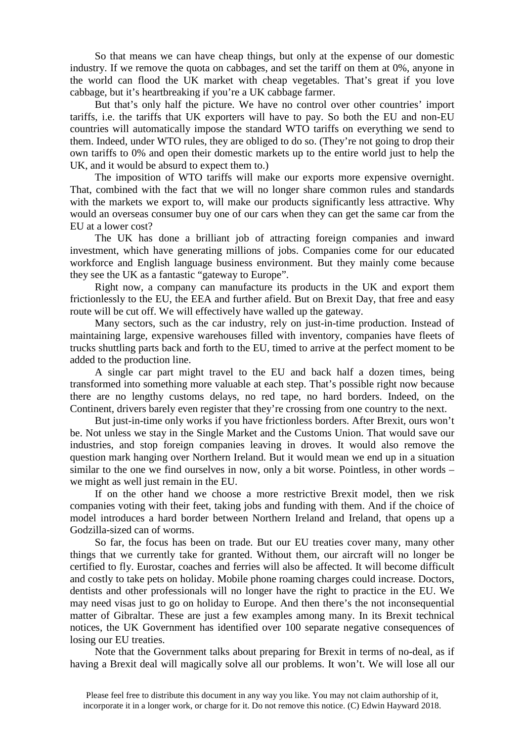So that means we can have cheap things, but only at the expense of our domestic industry. If we remove the quota on cabbages, and set the tariff on them at 0%, anyone in the world can flood the UK market with cheap vegetables. That's great if you love cabbage, but it's heartbreaking if you're a UK cabbage farmer.

But that's only half the picture. We have no control over other countries' import tariffs, i.e. the tariffs that UK exporters will have to pay. So both the EU and non-EU countries will automatically impose the standard WTO tariffs on everything we send to them. Indeed, under WTO rules, they are obliged to do so. (They're not going to drop their own tariffs to 0% and open their domestic markets up to the entire world just to help the UK, and it would be absurd to expect them to.)

The imposition of WTO tariffs will make our exports more expensive overnight. That, combined with the fact that we will no longer share common rules and standards with the markets we export to, will make our products significantly less attractive. Why would an overseas consumer buy one of our cars when they can get the same car from the EU at a lower cost?

The UK has done a brilliant job of attracting foreign companies and inward investment, which have generating millions of jobs. Companies come for our educated workforce and English language business environment. But they mainly come because they see the UK as a fantastic "gateway to Europe".

Right now, a company can manufacture its products in the UK and export them frictionlessly to the EU, the EEA and further afield. But on Brexit Day, that free and easy route will be cut off. We will effectively have walled up the gateway.

Many sectors, such as the car industry, rely on just-in-time production. Instead of maintaining large, expensive warehouses filled with inventory, companies have fleets of trucks shuttling parts back and forth to the EU, timed to arrive at the perfect moment to be added to the production line.

A single car part might travel to the EU and back half a dozen times, being transformed into something more valuable at each step. That's possible right now because there are no lengthy customs delays, no red tape, no hard borders. Indeed, on the Continent, drivers barely even register that they're crossing from one country to the next.

But just-in-time only works if you have frictionless borders. After Brexit, ours won't be. Not unless we stay in the Single Market and the Customs Union. That would save our industries, and stop foreign companies leaving in droves. It would also remove the question mark hanging over Northern Ireland. But it would mean we end up in a situation similar to the one we find ourselves in now, only a bit worse. Pointless, in other words – we might as well just remain in the EU.

If on the other hand we choose a more restrictive Brexit model, then we risk companies voting with their feet, taking jobs and funding with them. And if the choice of model introduces a hard border between Northern Ireland and Ireland, that opens up a Godzilla-sized can of worms.

So far, the focus has been on trade. But our EU treaties cover many, many other things that we currently take for granted. Without them, our aircraft will no longer be certified to fly. Eurostar, coaches and ferries will also be affected. It will become difficult and costly to take pets on holiday. Mobile phone roaming charges could increase. Doctors, dentists and other professionals will no longer have the right to practice in the EU. We may need visas just to go on holiday to Europe. And then there's the not inconsequential matter of Gibraltar. These are just a few examples among many. In its Brexit technical notices, the UK Government has identified over 100 separate negative consequences of losing our EU treaties.

Note that the Government talks about preparing for Brexit in terms of no-deal, as if having a Brexit deal will magically solve all our problems. It won't. We will lose all our

Please feel free to distribute this document in any way you like. You may not claim authorship of it, incorporate it in a longer work, or charge for it. Do not remove this notice. (C) Edwin Hayward 2018.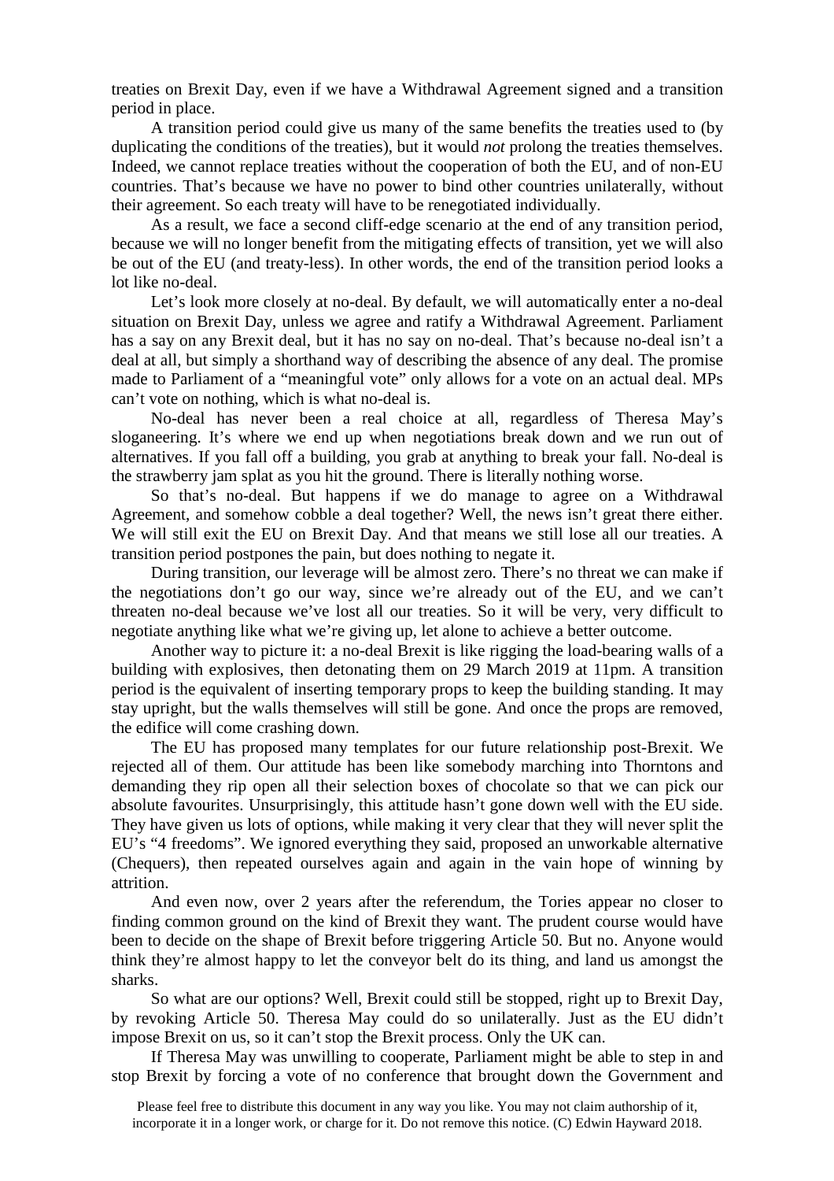treaties on Brexit Day, even if we have a Withdrawal Agreement signed and a transition period in place.

A transition period could give us many of the same benefits the treaties used to (by duplicating the conditions of the treaties), but it would *not* prolong the treaties themselves. Indeed, we cannot replace treaties without the cooperation of both the EU, and of non-EU countries. That's because we have no power to bind other countries unilaterally, without their agreement. So each treaty will have to be renegotiated individually.

As a result, we face a second cliff-edge scenario at the end of any transition period, because we will no longer benefit from the mitigating effects of transition, yet we will also be out of the EU (and treaty-less). In other words, the end of the transition period looks a lot like no-deal.

Let's look more closely at no-deal. By default, we will automatically enter a no-deal situation on Brexit Day, unless we agree and ratify a Withdrawal Agreement. Parliament has a say on any Brexit deal, but it has no say on no-deal. That's because no-deal isn't a deal at all, but simply a shorthand way of describing the absence of any deal. The promise made to Parliament of a "meaningful vote" only allows for a vote on an actual deal. MPs can't vote on nothing, which is what no-deal is.

No-deal has never been a real choice at all, regardless of Theresa May's sloganeering. It's where we end up when negotiations break down and we run out of alternatives. If you fall off a building, you grab at anything to break your fall. No-deal is the strawberry jam splat as you hit the ground. There is literally nothing worse.

So that's no-deal. But happens if we do manage to agree on a Withdrawal Agreement, and somehow cobble a deal together? Well, the news isn't great there either. We will still exit the EU on Brexit Day. And that means we still lose all our treaties. A transition period postpones the pain, but does nothing to negate it.

During transition, our leverage will be almost zero. There's no threat we can make if the negotiations don't go our way, since we're already out of the EU, and we can't threaten no-deal because we've lost all our treaties. So it will be very, very difficult to negotiate anything like what we're giving up, let alone to achieve a better outcome.

Another way to picture it: a no-deal Brexit is like rigging the load-bearing walls of a building with explosives, then detonating them on 29 March 2019 at 11pm. A transition period is the equivalent of inserting temporary props to keep the building standing. It may stay upright, but the walls themselves will still be gone. And once the props are removed, the edifice will come crashing down.

The EU has proposed many templates for our future relationship post-Brexit. We rejected all of them. Our attitude has been like somebody marching into Thorntons and demanding they rip open all their selection boxes of chocolate so that we can pick our absolute favourites. Unsurprisingly, this attitude hasn't gone down well with the EU side. They have given us lots of options, while making it very clear that they will never split the EU's "4 freedoms". We ignored everything they said, proposed an unworkable alternative (Chequers), then repeated ourselves again and again in the vain hope of winning by attrition.

And even now, over 2 years after the referendum, the Tories appear no closer to finding common ground on the kind of Brexit they want. The prudent course would have been to decide on the shape of Brexit before triggering Article 50. But no. Anyone would think they're almost happy to let the conveyor belt do its thing, and land us amongst the sharks.

So what are our options? Well, Brexit could still be stopped, right up to Brexit Day, by revoking Article 50. Theresa May could do so unilaterally. Just as the EU didn't impose Brexit on us, so it can't stop the Brexit process. Only the UK can.

If Theresa May was unwilling to cooperate, Parliament might be able to step in and stop Brexit by forcing a vote of no conference that brought down the Government and

Please feel free to distribute this document in any way you like. You may not claim authorship of it, incorporate it in a longer work, or charge for it. Do not remove this notice. (C) Edwin Hayward 2018.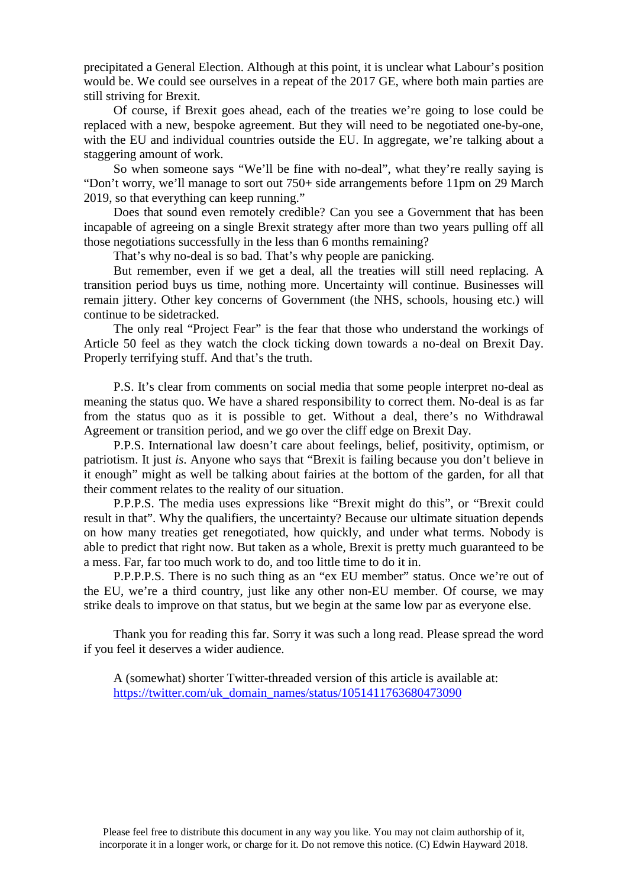precipitated a General Election. Although at this point, it is unclear what Labour's position would be. We could see ourselves in a repeat of the 2017 GE, where both main parties are still striving for Brexit.

Of course, if Brexit goes ahead, each of the treaties we're going to lose could be replaced with a new, bespoke agreement. But they will need to be negotiated one-by-one, with the EU and individual countries outside the EU. In aggregate, we're talking about a staggering amount of work.

So when someone says "We'll be fine with no-deal", what they're really saying is "Don't worry, we'll manage to sort out 750+ side arrangements before 11pm on 29 March 2019, so that everything can keep running."

Does that sound even remotely credible? Can you see a Government that has been incapable of agreeing on a single Brexit strategy after more than two years pulling off all those negotiations successfully in the less than 6 months remaining?

That's why no-deal is so bad. That's why people are panicking.

But remember, even if we get a deal, all the treaties will still need replacing. A transition period buys us time, nothing more. Uncertainty will continue. Businesses will remain jittery. Other key concerns of Government (the NHS, schools, housing etc.) will continue to be sidetracked.

The only real "Project Fear" is the fear that those who understand the workings of Article 50 feel as they watch the clock ticking down towards a no-deal on Brexit Day. Properly terrifying stuff. And that's the truth.

P.S. It's clear from comments on social media that some people interpret no-deal as meaning the status quo. We have a shared responsibility to correct them. No-deal is as far from the status quo as it is possible to get. Without a deal, there's no Withdrawal Agreement or transition period, and we go over the cliff edge on Brexit Day.

P.P.S. International law doesn't care about feelings, belief, positivity, optimism, or patriotism. It just *is*. Anyone who says that "Brexit is failing because you don't believe in it enough" might as well be talking about fairies at the bottom of the garden, for all that their comment relates to the reality of our situation.

P.P.P.S. The media uses expressions like "Brexit might do this", or "Brexit could result in that". Why the qualifiers, the uncertainty? Because our ultimate situation depends on how many treaties get renegotiated, how quickly, and under what terms. Nobody is able to predict that right now. But taken as a whole, Brexit is pretty much guaranteed to be a mess. Far, far too much work to do, and too little time to do it in.

P.P.P.P.S. There is no such thing as an "ex EU member" status. Once we're out of the EU, we're a third country, just like any other non-EU member. Of course, we may strike deals to improve on that status, but we begin at the same low par as everyone else.

Thank you for reading this far. Sorry it was such a long read. Please spread the word if you feel it deserves a wider audience.

A (somewhat) shorter Twitter-threaded version of this article is available at: https://twitter.com/uk_domain_names/status/1051411763680473090

Please feel free to distribute this document in any way you like. You may not claim authorship of it, incorporate it in a longer work, or charge for it. Do not remove this notice. (C) Edwin Hayward 2018.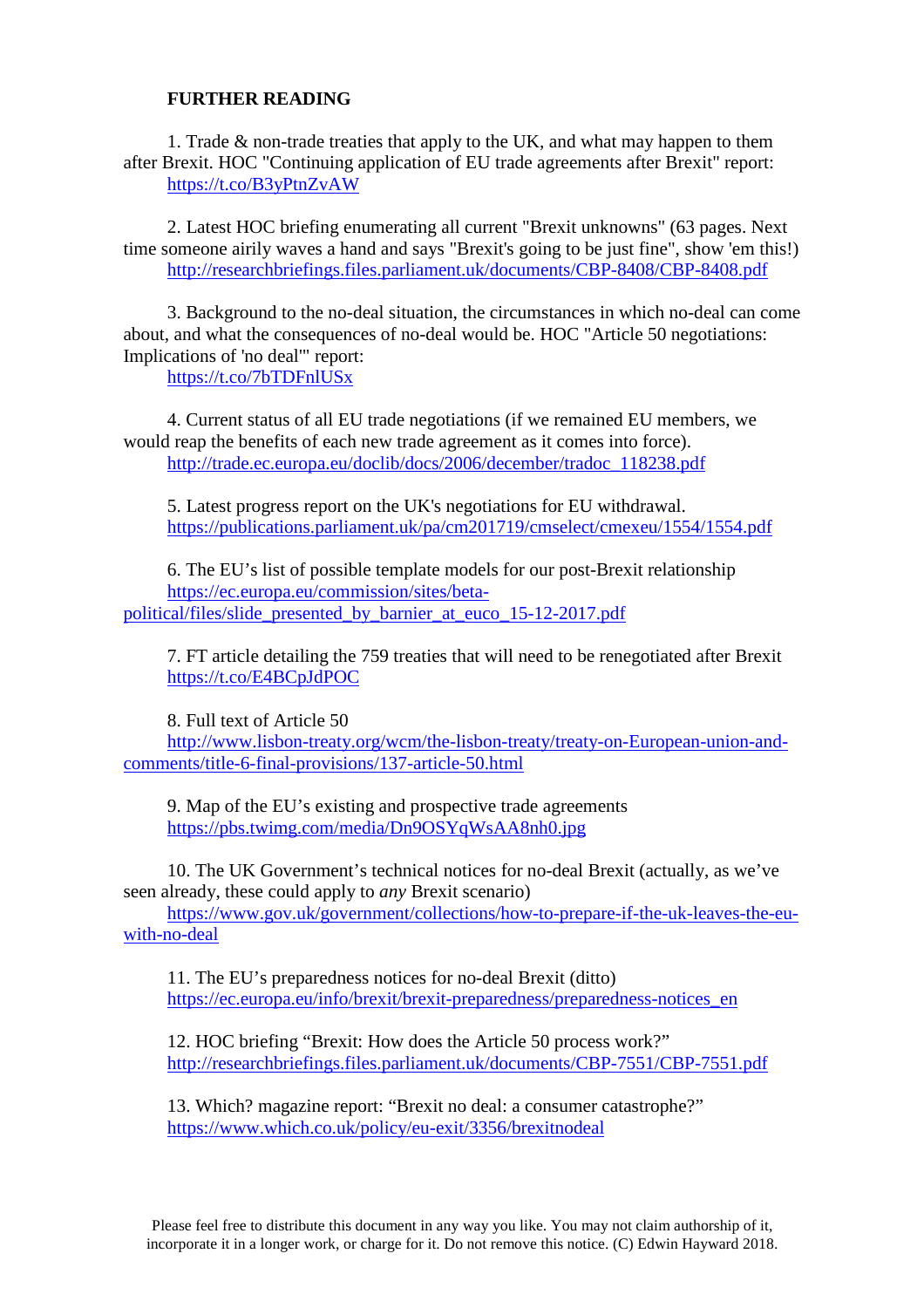**FURTHER READING**

1. Trade & non-trade treaties that apply to the UK, and what may happen to them after Brexit. HOC "Continuing application of EU trade agreements after Brexit" report: https://t.co/B3yPtnZvAW

2. Latest HOC briefing enumerating all current "Brexit unknowns" (63 pages. Next time someone airily waves a hand and says "Brexit's going to be just fine", show 'em this!) http://researchbriefings.files.parliament.uk/documents/CBP-8408/CBP-8408.pdf

3. Background to the no-deal situation, the circumstances in which no-deal can come about, and what the consequences of no-deal would be. HOC "Article 50 negotiations: Implications of 'no deal'" report: https://t.co/7bTDFnlUSx

4. Current status of all EU trade negotiations (if we remained EU members, we would reap the benefits of each new trade agreement as it comes into force). http://trade.ec.europa.eu/doclib/docs/2006/december/tradoc_118238.pdf

5. Latest progress report on the UK's negotiations for EU withdrawal. https://publications.parliament.uk/pa/cm201719/cmselect/cmexeu/1554/1554.pdf

6. The EU's list of possible template models for our post-Brexit relationship https://ec.europa.eu/commission/sites/beta-political/files/slide_presented_by_barnier_at_euco_15-12-2017.pdf

7. FT article detailing the 759 treaties that will need to be renegotiated after Brexit https://t.co/E4BCpJdPOC

8. Full text of Article 50 http://www.lisbon-treaty.org/wcm/the-lisbon-treaty/treaty-on-European-union-and-comments/title-6-final-provisions/137-article-50.html

9. Map of the EU's existing and prospective trade agreements https://pbs.twimg.com/media/Dn9OSYqWsAA8nh0.jpg

10. The UK Government's technical notices for no-deal Brexit (actually, as we've seen already, these could apply to *any* Brexit scenario) https://www.gov.uk/government/collections/how-to-prepare-if-the-uk-leaves-the-eu-with-no-deal

11. The EU's preparedness notices for no-deal Brexit (ditto) https://ec.europa.eu/info/brexit/brexit-preparedness/preparedness-notices_en

12. HOC briefing "Brexit: How does the Article 50 process work?" http://researchbriefings.files.parliament.uk/documents/CBP-7551/CBP-7551.pdf

13. Which? magazine report: "Brexit no deal: a consumer catastrophe?" https://www.which.co.uk/policy/eu-exit/3356/brexitnodeal

Please feel free to distribute this document in any way you like. You may not claim authorship of it, incorporate it in a longer work, or charge for it. Do not remove this notice. (C) Edwin Hayward 2018.